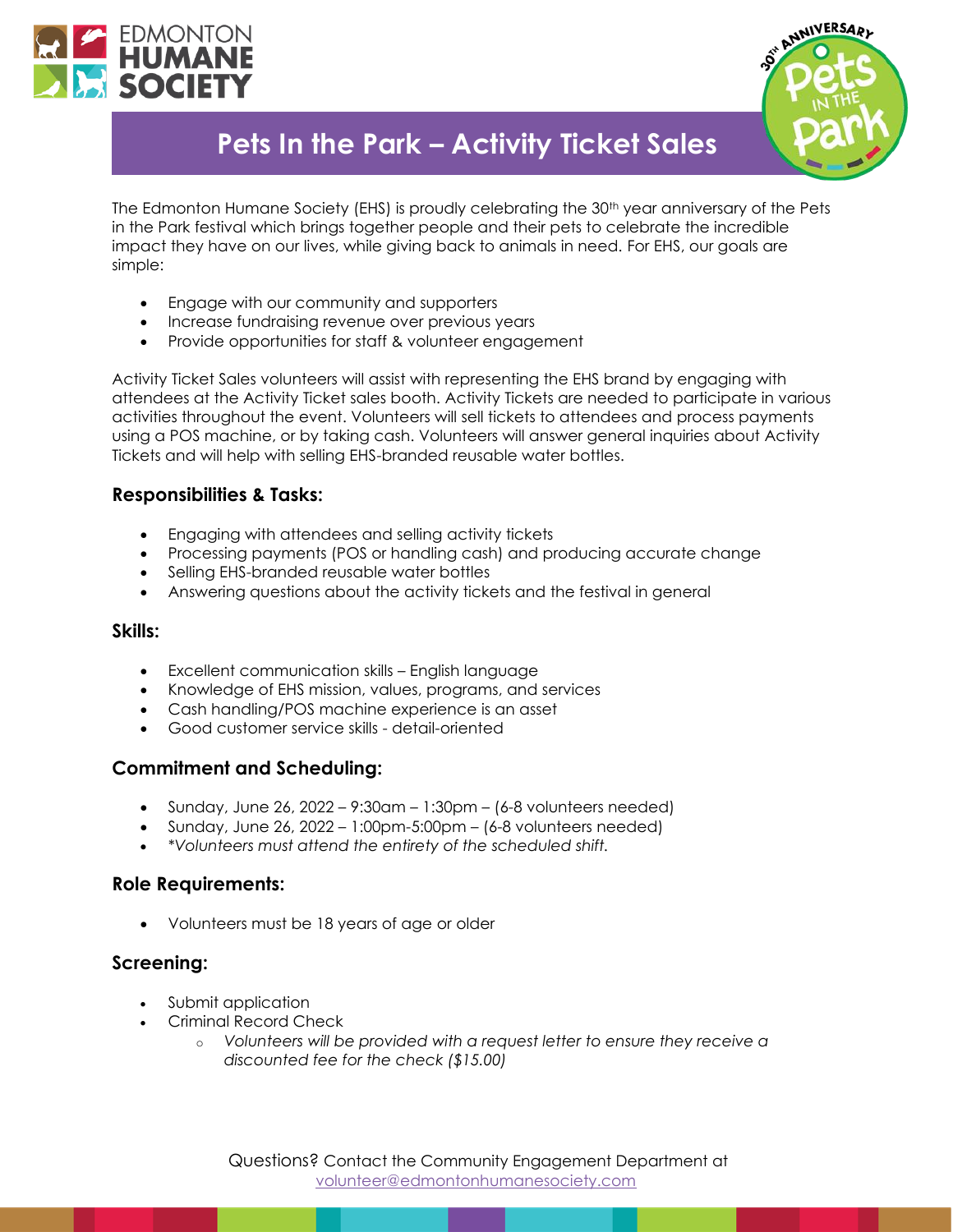# Pets In the Park – Activity Ticket Sales

The Edmonton Humane Society (EHS) is proudly celebrating the 30th year anniversary of the Pets in the Park festival which brings together people and their pets to celebrate the incredible impact they have on our lives, while giving back to animals in need. For EHS, our goals are simple:

- Engage with our community and supporters
- Increase fundraising revenue over previous years
- Provide opportunities for staff & volunteer engagement

Activity Ticket Sales volunteers will assist with representing the EHS brand by engaging with attendees at the Activity Ticket sales booth. Activity Tickets are needed to participate in various activities throughout the event. Volunteers will sell tickets to attendees and process payments using a POS machine, or by taking cash. Volunteers will answer general inquiries about Activity Tickets and will help with selling EHS-branded reusable water bottles.

### Responsibilities & Tasks:

- Engaging with attendees and selling activity tickets
- Processing payments (POS or handling cash) and producing accurate change
- Selling EHS-branded reusable water bottles
- Answering questions about the activity tickets and the festival in general

### Skills:

- Excellent communication skills – English language
- Knowledge of EHS mission, values, programs, and services
- Cash handling/POS machine experience is an asset
- Good customer service skills - detail-oriented

### Commitment and Scheduling:

- Sunday, June 26, 2022 – 9:30am – 1:30pm – (6-8 volunteers needed)
- Sunday, June 26, 2022 – 1:00pm-5:00pm – (6-8 volunteers needed)
- *\*Volunteers must attend the entirety of the scheduled shift.*

### Role Requirements:

- Volunteers must be 18 years of age or older

### Screening:

- Submit application
- Criminal Record Check
  - *Volunteers will be provided with a request letter to ensure they receive a discounted fee for the check ($15.00)*

Questions? Contact the Community Engagement Department at volunteer@edmontonhumanesociety.com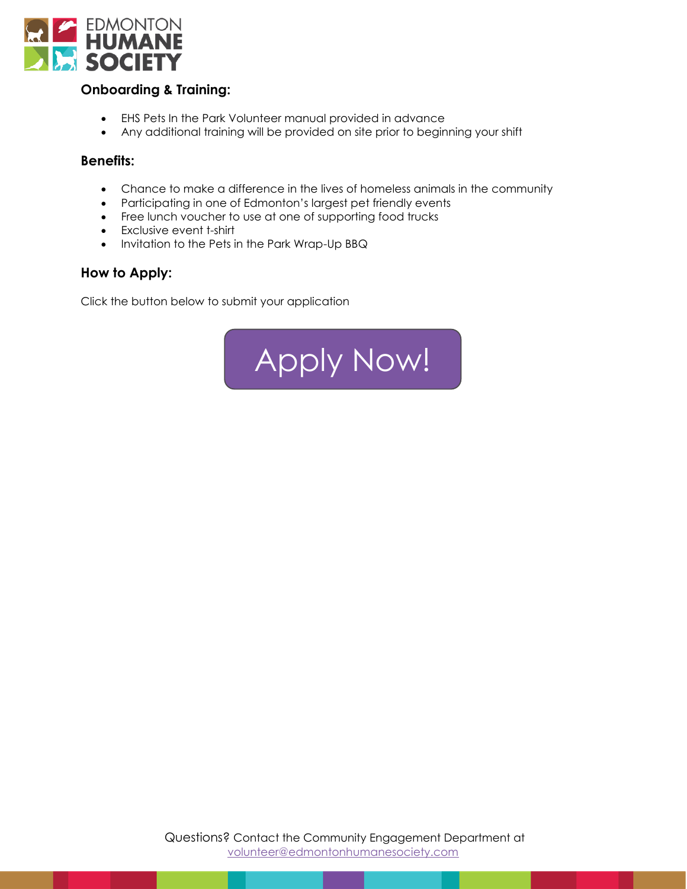**Onboarding & Training:**

- EHS Pets In the Park Volunteer manual provided in advance
- Any additional training will be provided on site prior to beginning your shift

**Benefits:**

- Chance to make a difference in the lives of homeless animals in the community
- Participating in one of Edmonton's largest pet friendly events
- Free lunch voucher to use at one of supporting food trucks
- Exclusive event t-shirt
- Invitation to the Pets in the Park Wrap-Up BBQ

**How to Apply:**

Click the button below to submit your application

Apply Now!

Questions? Contact the Community Engagement Department at
volunteer@edmontonhumanesociety.com